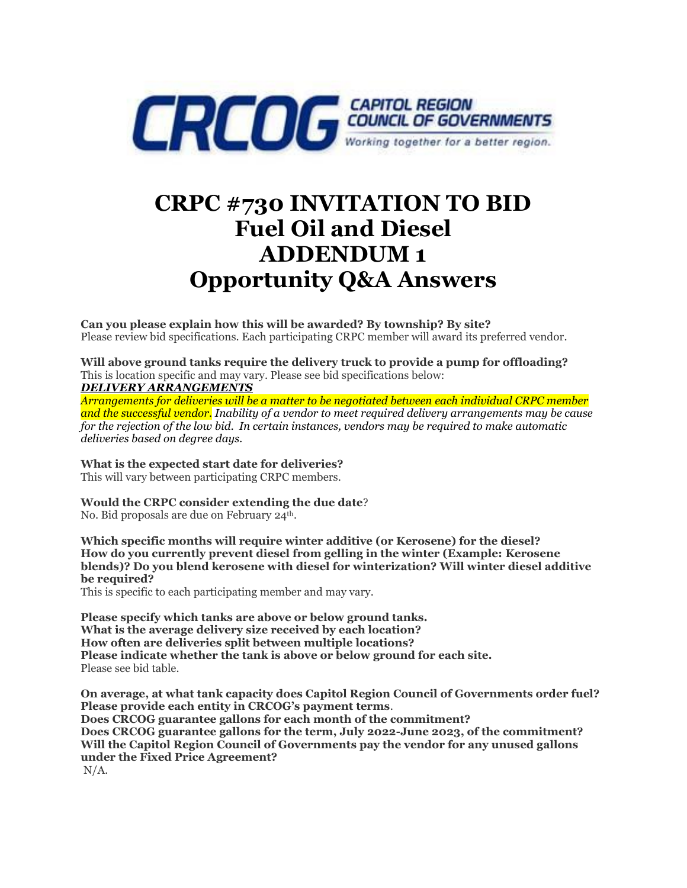CRCOG CAPITOL REGION COUNCIL OF GOVERNMENTS
Working together for a better region.

# CRPC #730 INVITATION TO BID
# Fuel Oil and Diesel
# ADDENDUM 1
# Opportunity Q&A Answers

**Can you please explain how this will be awarded? By township? By site?**
Please review bid specifications. Each participating CRPC member will award its preferred vendor.

**Will above ground tanks require the delivery truck to provide a pump for offloading?**
This is location specific and may vary. Please see bid specifications below:
***DELIVERY ARRANGEMENTS***
*Arrangements for deliveries will be a matter to be negotiated between each individual CRPC member and the successful vendor. Inability of a vendor to meet required delivery arrangements may be cause for the rejection of the low bid. In certain instances, vendors may be required to make automatic deliveries based on degree days.*

**What is the expected start date for deliveries?**
This will vary between participating CRPC members.

**Would the CRPC consider extending the due date**?
No. Bid proposals are due on February 24th.

**Which specific months will require winter additive (or Kerosene) for the diesel?**
**How do you currently prevent diesel from gelling in the winter (Example: Kerosene blends)? Do you blend kerosene with diesel for winterization? Will winter diesel additive be required?**
This is specific to each participating member and may vary.

**Please specify which tanks are above or below ground tanks.**
**What is the average delivery size received by each location?**
**How often are deliveries split between multiple locations?**
**Please indicate whether the tank is above or below ground for each site.**
Please see bid table.

**On average, at what tank capacity does Capitol Region Council of Governments order fuel?**
**Please provide each entity in CRCOG's payment terms**.
**Does CRCOG guarantee gallons for each month of the commitment?**
**Does CRCOG guarantee gallons for the term, July 2022-June 2023, of the commitment?**
**Will the Capitol Region Council of Governments pay the vendor for any unused gallons under the Fixed Price Agreement?**
N/A.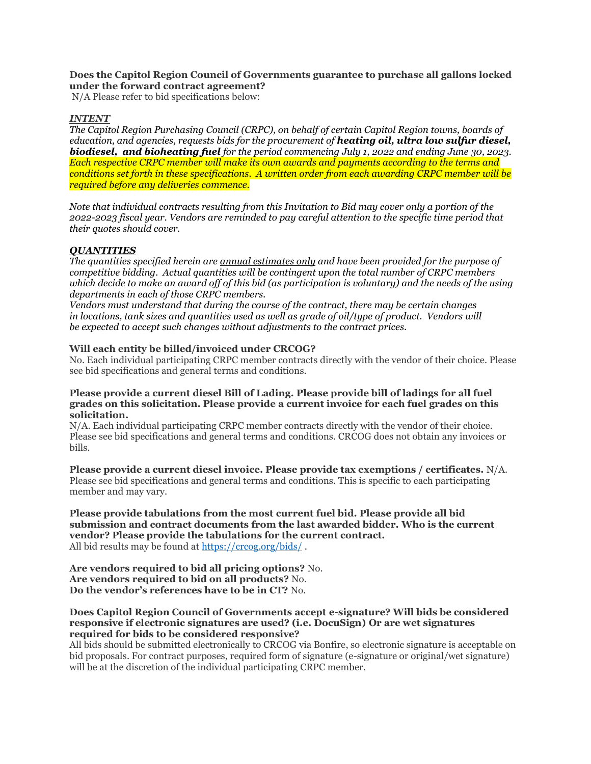**Does the Capitol Region Council of Governments guarantee to purchase all gallons locked under the forward contract agreement?**
N/A Please refer to bid specifications below:

***INTENT***
*The Capitol Region Purchasing Council (CRPC), on behalf of certain Capitol Region towns, boards of education, and agencies, requests bids for the procurement of **heating oil, ultra low sulfur diesel, biodiesel, and bioheating fuel** for the period commencing July 1, 2022 and ending June 30, 2023. Each respective CRPC member will make its own awards and payments according to the terms and conditions set forth in these specifications. A written order from each awarding CRPC member will be required before any deliveries commence.*

*Note that individual contracts resulting from this Invitation to Bid may cover only a portion of the 2022-2023 fiscal year. Vendors are reminded to pay careful attention to the specific time period that their quotes should cover.*

***QUANTITIES***
*The quantities specified herein are annual estimates only and have been provided for the purpose of competitive bidding. Actual quantities will be contingent upon the total number of CRPC members which decide to make an award off of this bid (as participation is voluntary) and the needs of the using departments in each of those CRPC members.*
*Vendors must understand that during the course of the contract, there may be certain changes in locations, tank sizes and quantities used as well as grade of oil/type of product. Vendors will be expected to accept such changes without adjustments to the contract prices.*

**Will each entity be billed/invoiced under CRCOG?**
No. Each individual participating CRPC member contracts directly with the vendor of their choice. Please see bid specifications and general terms and conditions.

**Please provide a current diesel Bill of Lading. Please provide bill of ladings for all fuel grades on this solicitation. Please provide a current invoice for each fuel grades on this solicitation.**
N/A. Each individual participating CRPC member contracts directly with the vendor of their choice. Please see bid specifications and general terms and conditions. CRCOG does not obtain any invoices or bills.

**Please provide a current diesel invoice. Please provide tax exemptions / certificates.** N/A. Please see bid specifications and general terms and conditions. This is specific to each participating member and may vary.

**Please provide tabulations from the most current fuel bid. Please provide all bid submission and contract documents from the last awarded bidder. Who is the current vendor? Please provide the tabulations for the current contract.**
All bid results may be found at https://crcog.org/bids/ .

**Are vendors required to bid all pricing options?** No.
**Are vendors required to bid on all products?** No.
**Do the vendor's references have to be in CT?** No.

**Does Capitol Region Council of Governments accept e-signature? Will bids be considered responsive if electronic signatures are used? (i.e. DocuSign) Or are wet signatures required for bids to be considered responsive?**
All bids should be submitted electronically to CRCOG via Bonfire, so electronic signature is acceptable on bid proposals. For contract purposes, required form of signature (e-signature or original/wet signature) will be at the discretion of the individual participating CRPC member.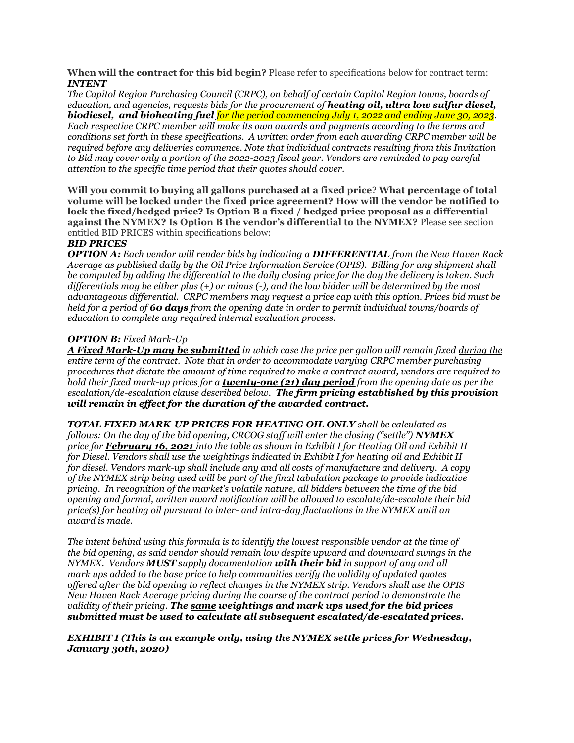**When will the contract for this bid begin?** Please refer to specifications below for contract term:

***INTENT***

*The Capitol Region Purchasing Council (CRPC), on behalf of certain Capitol Region towns, boards of education, and agencies, requests bids for the procurement of **heating oil, ultra low sulfur diesel, biodiesel, and bioheating fuel** for the period commencing July 1, 2022 and ending June 30, 2023. Each respective CRPC member will make its own awards and payments according to the terms and conditions set forth in these specifications. A written order from each awarding CRPC member will be required before any deliveries commence. Note that individual contracts resulting from this Invitation to Bid may cover only a portion of the 2022-2023 fiscal year. Vendors are reminded to pay careful attention to the specific time period that their quotes should cover.*

**Will you commit to buying all gallons purchased at a fixed price? What percentage of total volume will be locked under the fixed price agreement? How will the vendor be notified to lock the fixed/hedged price? Is Option B a fixed / hedged price proposal as a differential against the NYMEX? Is Option B the vendor's differential to the NYMEX?** Please see section entitled BID PRICES within specifications below:

***BID PRICES***

***OPTION A:*** *Each vendor will render bids by indicating a **DIFFERENTIAL** from the New Haven Rack Average as published daily by the Oil Price Information Service (OPIS). Billing for any shipment shall be computed by adding the differential to the daily closing price for the day the delivery is taken. Such differentials may be either plus (+) or minus (-), and the low bidder will be determined by the most advantageous differential. CRPC members may request a price cap with this option. Prices bid must be held for a period of **60 days** from the opening date in order to permit individual towns/boards of education to complete any required internal evaluation process.*

***OPTION B:*** *Fixed Mark-Up*

***A Fixed Mark-Up may be submitted*** *in which case the price per gallon will remain fixed during the entire term of the contract. Note that in order to accommodate varying CRPC member purchasing procedures that dictate the amount of time required to make a contract award, vendors are required to hold their fixed mark-up prices for a **twenty-one (21) day period** from the opening date as per the escalation/de-escalation clause described below. **The firm pricing established by this provision will remain in effect for the duration of the awarded contract.***

***TOTAL FIXED MARK-UP PRICES FOR HEATING OIL ONLY*** *shall be calculated as follows: On the day of the bid opening, CRCOG staff will enter the closing ("settle") **NYMEX** price for **February 16, 2021** into the table as shown in Exhibit I for Heating Oil and Exhibit II for Diesel. Vendors shall use the weightings indicated in Exhibit I for heating oil and Exhibit II for diesel. Vendors mark-up shall include any and all costs of manufacture and delivery. A copy of the NYMEX strip being used will be part of the final tabulation package to provide indicative pricing. In recognition of the market's volatile nature, all bidders between the time of the bid opening and formal, written award notification will be allowed to escalate/de-escalate their bid price(s) for heating oil pursuant to inter- and intra-day fluctuations in the NYMEX until an award is made.*

*The intent behind using this formula is to identify the lowest responsible vendor at the time of the bid opening, as said vendor should remain low despite upward and downward swings in the NYMEX. Vendors **MUST** supply documentation **with their bid** in support of any and all mark ups added to the base price to help communities verify the validity of updated quotes offered after the bid opening to reflect changes in the NYMEX strip. Vendors shall use the OPIS New Haven Rack Average pricing during the course of the contract period to demonstrate the validity of their pricing. **The same weightings and mark ups used for the bid prices submitted must be used to calculate all subsequent escalated/de-escalated prices.***

***EXHIBIT I (This is an example only, using the NYMEX settle prices for Wednesday, January 30th, 2020)***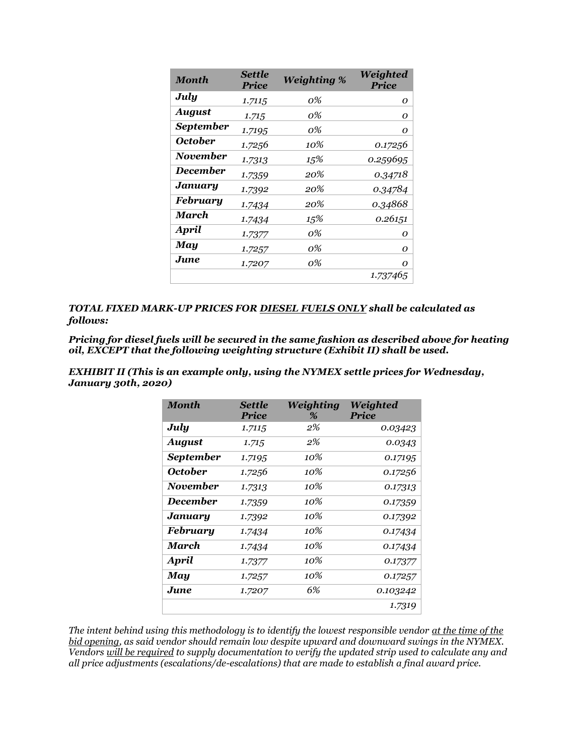| *Month* | *Settle Price* | *Weighting %* | *Weighted Price* |
|---|---|---|---|
| ***July*** | *1.7115* | *0%* | *0* |
| ***August*** | *1.715* | *0%* | *0* |
| ***September*** | *1.7195* | *0%* | *0* |
| ***October*** | *1.7256* | *10%* | *0.17256* |
| ***November*** | *1.7313* | *15%* | *0.259695* |
| ***December*** | *1.7359* | *20%* | *0.34718* |
| ***January*** | *1.7392* | *20%* | *0.34784* |
| ***February*** | *1.7434* | *20%* | *0.34868* |
| ***March*** | *1.7434* | *15%* | *0.26151* |
| ***April*** | *1.7377* | *0%* | *0* |
| ***May*** | *1.7257* | *0%* | *0* |
| ***June*** | *1.7207* | *0%* | *0* |
| | | | *1.737465* |

***TOTAL FIXED MARK-UP PRICES FOR <u>DIESEL FUELS ONLY</u> shall be calculated as follows:***

***Pricing for diesel fuels will be secured in the same fashion as described above for heating oil, EXCEPT that the following weighting structure (Exhibit II) shall be used.***

***EXHIBIT II (This is an example only, using the NYMEX settle prices for Wednesday, January 30th, 2020)***

| *Month* | *Settle Price* | *Weighting %* | *Weighted Price* |
|---|---|---|---|
| ***July*** | *1.7115* | *2%* | *0.03423* |
| ***August*** | *1.715* | *2%* | *0.0343* |
| ***September*** | *1.7195* | *10%* | *0.17195* |
| ***October*** | *1.7256* | *10%* | *0.17256* |
| ***November*** | *1.7313* | *10%* | *0.17313* |
| ***December*** | *1.7359* | *10%* | *0.17359* |
| ***January*** | *1.7392* | *10%* | *0.17392* |
| ***February*** | *1.7434* | *10%* | *0.17434* |
| ***March*** | *1.7434* | *10%* | *0.17434* |
| ***April*** | *1.7377* | *10%* | *0.17377* |
| ***May*** | *1.7257* | *10%* | *0.17257* |
| ***June*** | *1.7207* | *6%* | *0.103242* |
| | | | *1.7319* |

*The intent behind using this methodology is to identify the lowest responsible vendor <u>at the time of the bid opening</u>, as said vendor should remain low despite upward and downward swings in the NYMEX. Vendors <u>will be required</u> to supply documentation to verify the updated strip used to calculate any and all price adjustments (escalations/de-escalations) that are made to establish a final award price.*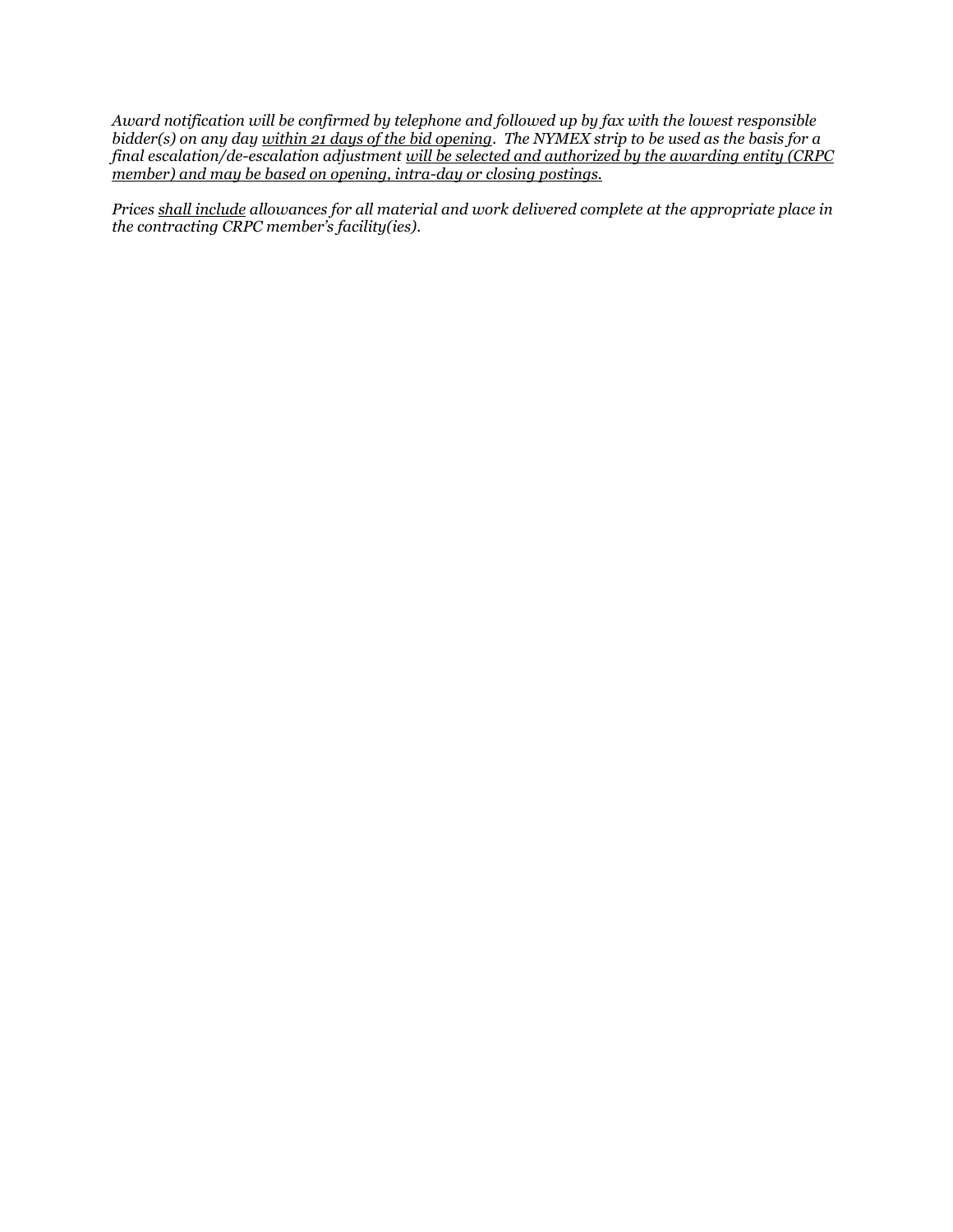*Award notification will be confirmed by telephone and followed up by fax with the lowest responsible bidder(s) on any day <u>within 21 days of the bid opening</u>. The NYMEX strip to be used as the basis for a final escalation/de-escalation adjustment <u>will be selected and authorized by the awarding entity (CRPC member) and may be based on opening, intra-day or closing postings.</u>*

*Prices <u>shall include</u> allowances for all material and work delivered complete at the appropriate place in the contracting CRPC member's facility(ies).*